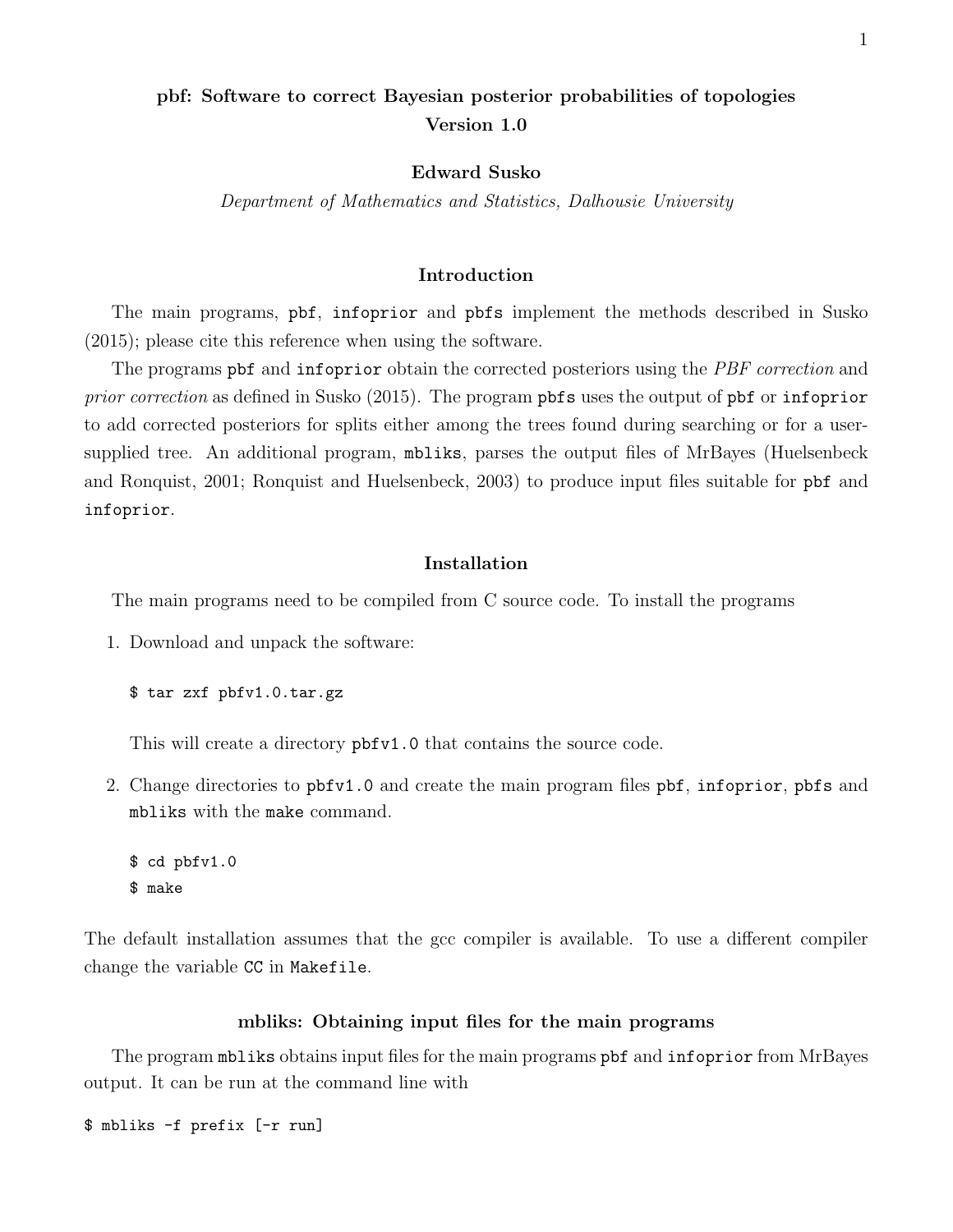# pbf: Software to correct Bayesian posterior probabilities of topologies
## Version 1.0

**Edward Susko**

*Department of Mathematics and Statistics, Dalhousie University*

### Introduction

The main programs, `pbf`, `infoprior` and `pbfs` implement the methods described in Susko (2015); please cite this reference when using the software.

The programs `pbf` and `infoprior` obtain the corrected posteriors using the *PBF correction* and *prior correction* as defined in Susko (2015). The program `pbfs` uses the output of `pbf` or `infoprior` to add corrected posteriors for splits either among the trees found during searching or for a user-supplied tree. An additional program, `mbliks`, parses the output files of MrBayes (Huelsenbeck and Ronquist, 2001; Ronquist and Huelsenbeck, 2003) to produce input files suitable for `pbf` and `infoprior`.

### Installation

The main programs need to be compiled from C source code. To install the programs

1. Download and unpack the software:

   ```
   $ tar zxf pbfv1.0.tar.gz
   ```

   This will create a directory `pbfv1.0` that contains the source code.

2. Change directories to `pbfv1.0` and create the main program files `pbf`, `infoprior`, `pbfs` and `mbliks` with the `make` command.

   ```
   $ cd pbfv1.0
   $ make
   ```

The default installation assumes that the gcc compiler is available. To use a different compiler change the variable `CC` in `Makefile`.

### mbliks: Obtaining input files for the main programs

The program `mbliks` obtains input files for the main programs `pbf` and `infoprior` from MrBayes output. It can be run at the command line with

```
$ mbliks -f prefix [-r run]
```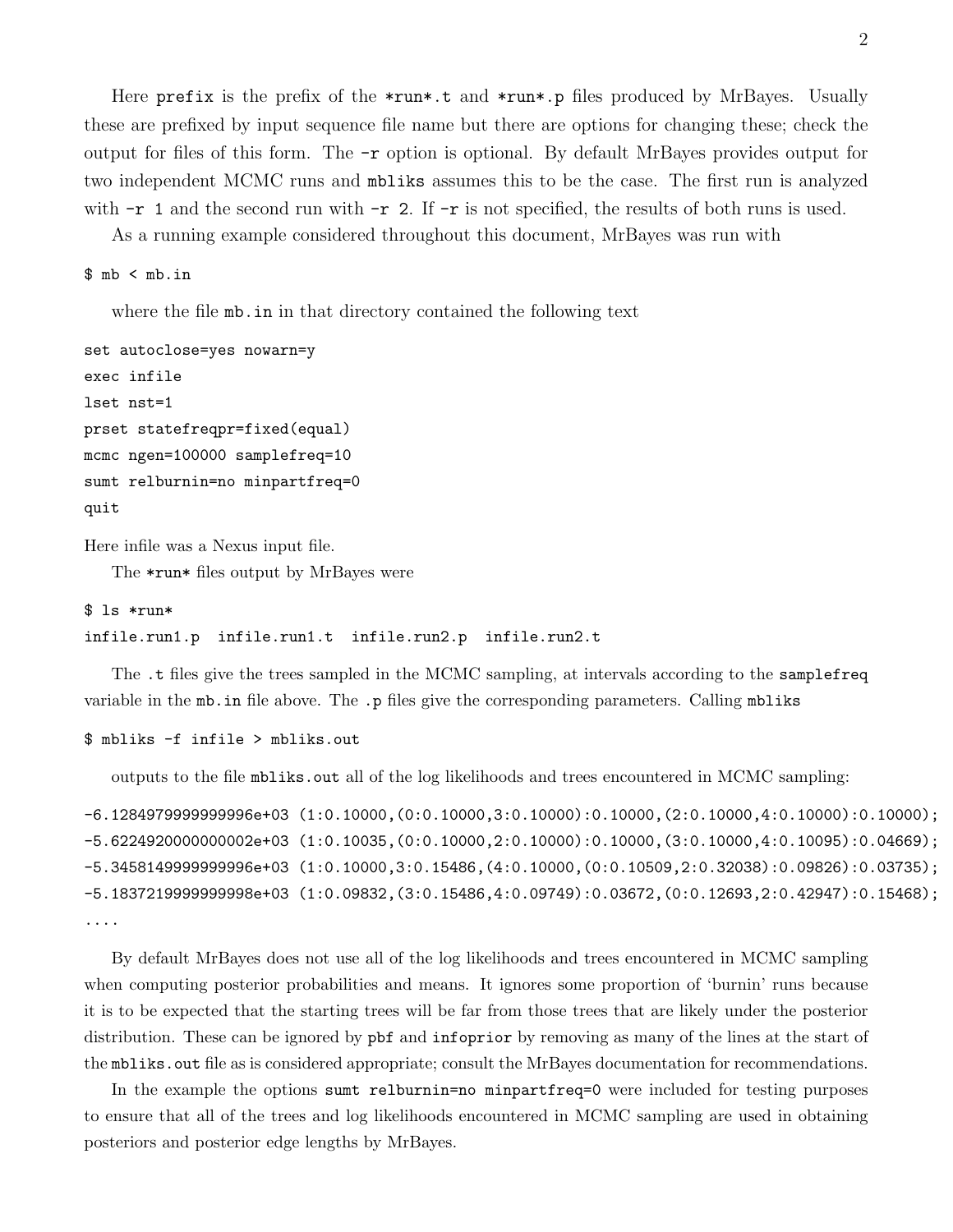Here `prefix` is the prefix of the `*run*.t` and `*run*.p` files produced by MrBayes. Usually these are prefixed by input sequence file name but there are options for changing these; check the output for files of this form. The `-r` option is optional. By default MrBayes provides output for two independent MCMC runs and `mbliks` assumes this to be the case. The first run is analyzed with `-r 1` and the second run with `-r 2`. If `-r` is not specified, the results of both runs is used.

As a running example considered throughout this document, MrBayes was run with

```
$ mb < mb.in
```

where the file `mb.in` in that directory contained the following text

```
set autoclose=yes nowarn=y
exec infile
lset nst=1
prset statefreqpr=fixed(equal)
mcmc ngen=100000 samplefreq=10
sumt relburnin=no minpartfreq=0
quit
```

Here infile was a Nexus input file.

The `*run*` files output by MrBayes were

```
$ ls *run*
infile.run1.p  infile.run1.t  infile.run2.p  infile.run2.t
```

The `.t` files give the trees sampled in the MCMC sampling, at intervals according to the `samplefreq` variable in the `mb.in` file above. The `.p` files give the corresponding parameters. Calling `mbliks`

```
$ mbliks -f infile > mbliks.out
```

outputs to the file `mbliks.out` all of the log likelihoods and trees encountered in MCMC sampling:

```
-6.1284979999999996e+03 (1:0.10000,(0:0.10000,3:0.10000):0.10000,(2:0.10000,4:0.10000):0.10000);
-5.6224920000000002e+03 (1:0.10035,(0:0.10000,2:0.10000):0.10000,(3:0.10000,4:0.10095):0.04669);
-5.3458149999999996e+03 (1:0.10000,3:0.15486,(4:0.10000,(0:0.10509,2:0.32038):0.09826):0.03735);
-5.1837219999999998e+03 (1:0.09832,(3:0.15486,4:0.09749):0.03672,(0:0.12693,2:0.42947):0.15468);
....
```

By default MrBayes does not use all of the log likelihoods and trees encountered in MCMC sampling when computing posterior probabilities and means. It ignores some proportion of 'burnin' runs because it is to be expected that the starting trees will be far from those trees that are likely under the posterior distribution. These can be ignored by `pbf` and `infoprior` by removing as many of the lines at the start of the `mbliks.out` file as is considered appropriate; consult the MrBayes documentation for recommendations.

In the example the options `sumt relburnin=no minpartfreq=0` were included for testing purposes to ensure that all of the trees and log likelihoods encountered in MCMC sampling are used in obtaining posteriors and posterior edge lengths by MrBayes.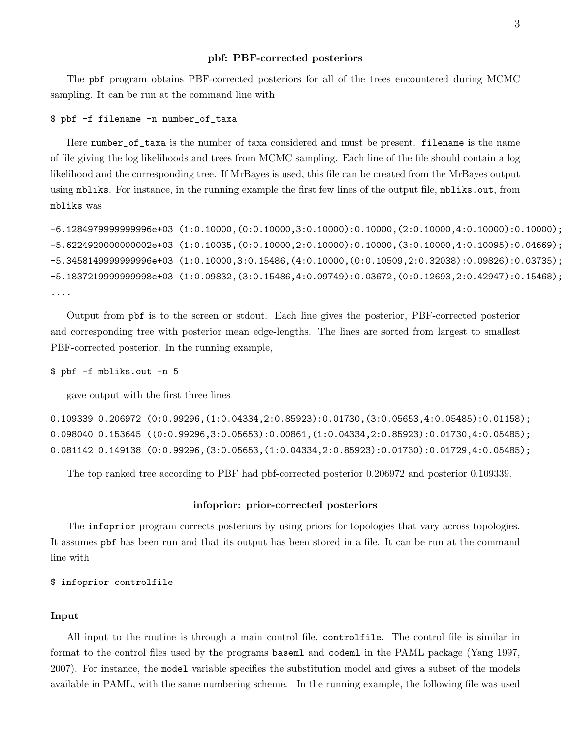### pbf: PBF-corrected posteriors

The `pbf` program obtains PBF-corrected posteriors for all of the trees encountered during MCMC sampling. It can be run at the command line with

```
$ pbf -f filename -n number_of_taxa
```

Here `number_of_taxa` is the number of taxa considered and must be present. `filename` is the name of file giving the log likelihoods and trees from MCMC sampling. Each line of the file should contain a log likelihood and the corresponding tree. If MrBayes is used, this file can be created from the MrBayes output using `mbliks`. For instance, in the running example the first few lines of the output file, `mbliks.out`, from `mbliks` was

```
-6.1284979999999996e+03 (1:0.10000,(0:0.10000,3:0.10000):0.10000,(2:0.10000,4:0.10000):0.10000);
-5.6224920000000002e+03 (1:0.10035,(0:0.10000,2:0.10000):0.10000,(3:0.10000,4:0.10095):0.04669);
-5.3458149999999996e+03 (1:0.10000,3:0.15486,(4:0.10000,(0:0.10509,2:0.32038):0.09826):0.03735);
-5.1837219999999998e+03 (1:0.09832,(3:0.15486,4:0.09749):0.03672,(0:0.12693,2:0.42947):0.15468);
....
```

Output from `pbf` is to the screen or stdout. Each line gives the posterior, PBF-corrected posterior and corresponding tree with posterior mean edge-lengths. The lines are sorted from largest to smallest PBF-corrected posterior. In the running example,

```
$ pbf -f mbliks.out -n 5
```

gave output with the first three lines

```
0.109339 0.206972 (0:0.99296,(1:0.04334,2:0.85923):0.01730,(3:0.05653,4:0.05485):0.01158);
0.098040 0.153645 ((0:0.99296,3:0.05653):0.00861,(1:0.04334,2:0.85923):0.01730,4:0.05485);
0.081142 0.149138 (0:0.99296,(3:0.05653,(1:0.04334,2:0.85923):0.01730):0.01729,4:0.05485);
```

The top ranked tree according to PBF had pbf-corrected posterior 0.206972 and posterior 0.109339.

### infoprior: prior-corrected posteriors

The `infoprior` program corrects posteriors by using priors for topologies that vary across topologies. It assumes `pbf` has been run and that its output has been stored in a file. It can be run at the command line with

```
$ infoprior controlfile
```

#### Input

All input to the routine is through a main control file, `controlfile`. The control file is similar in format to the control files used by the programs `baseml` and `codeml` in the PAML package (Yang 1997, 2007). For instance, the `model` variable specifies the substitution model and gives a subset of the models available in PAML, with the same numbering scheme. In the running example, the following file was used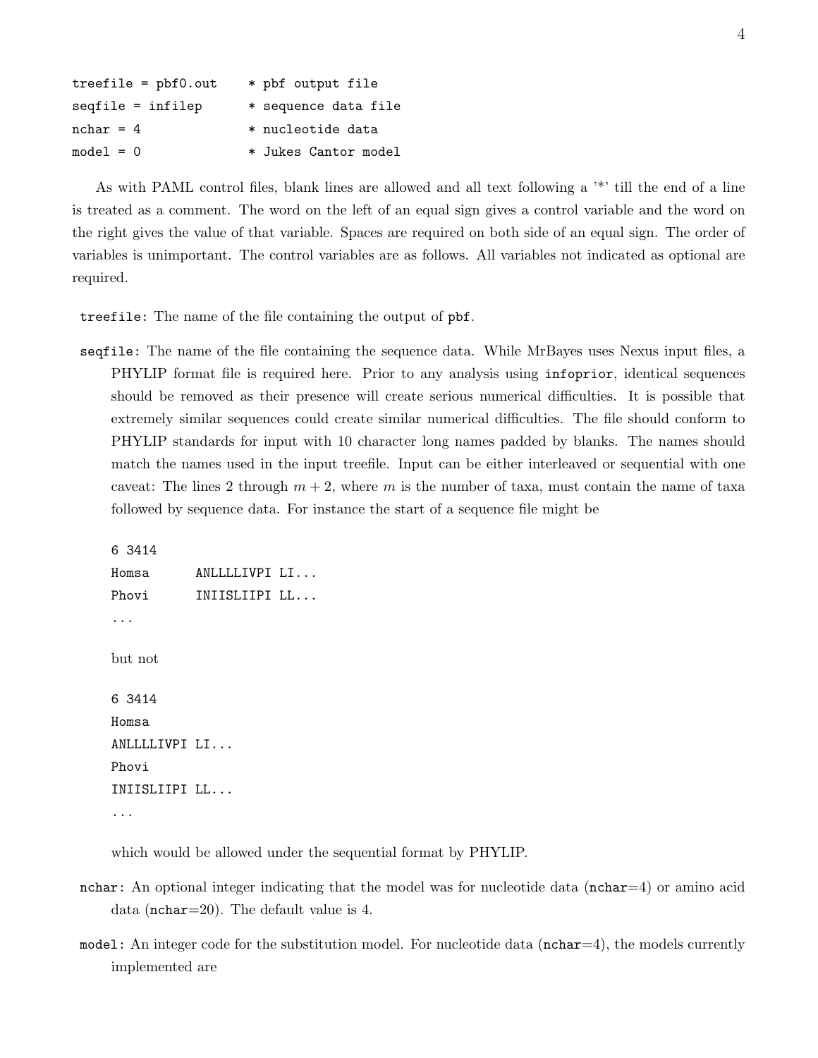```
treefile = pbf0.out     * pbf output file
seqfile = infilep       * sequence data file
nchar = 4               * nucleotide data
model = 0               * Jukes Cantor model
```

As with PAML control files, blank lines are allowed and all text following a '*' till the end of a line is treated as a comment. The word on the left of an equal sign gives a control variable and the word on the right gives the value of that variable. Spaces are required on both side of an equal sign. The order of variables is unimportant. The control variables are as follows. All variables not indicated as optional are required.

`treefile`: The name of the file containing the output of `pbf`.

`seqfile`: The name of the file containing the sequence data. While MrBayes uses Nexus input files, a PHYLIP format file is required here. Prior to any analysis using `infoprior`, identical sequences should be removed as their presence will create serious numerical difficulties. It is possible that extremely similar sequences could create similar numerical difficulties. The file should conform to PHYLIP standards for input with 10 character long names padded by blanks. The names should match the names used in the input treefile. Input can be either interleaved or sequential with one caveat: The lines 2 through $m+2$, where $m$ is the number of taxa, must contain the name of taxa followed by sequence data. For instance the start of a sequence file might be

```
6 3414
Homsa     ANLLLLIVPI LI...
Phovi     INIISLIIPI LL...
...
```

but not

```
6 3414
Homsa
ANLLLLIVPI LI...
Phovi
INIISLIIPI LL...
...
```

which would be allowed under the sequential format by PHYLIP.

`nchar`: An optional integer indicating that the model was for nucleotide data (`nchar`=4) or amino acid data (`nchar`=20). The default value is 4.

`model`: An integer code for the substitution model. For nucleotide data (`nchar`=4), the models currently implemented are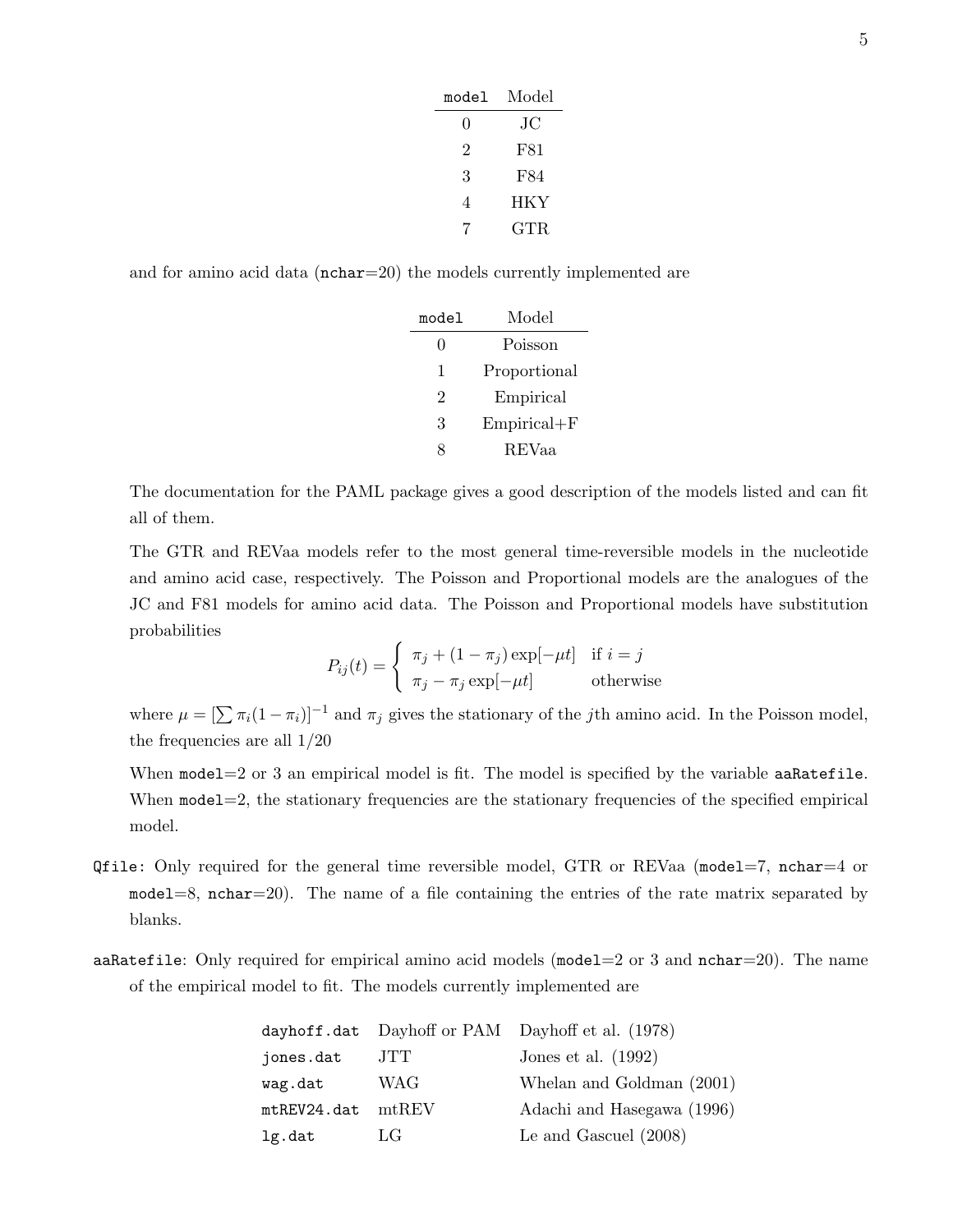| model | Model |
|---|---|
| 0 | JC |
| 2 | F81 |
| 3 | F84 |
| 4 | HKY |
| 7 | GTR |

and for amino acid data (`nchar`=20) the models currently implemented are

| model | Model |
|---|---|
| 0 | Poisson |
| 1 | Proportional |
| 2 | Empirical |
| 3 | Empirical+F |
| 8 | REVaa |

The documentation for the PAML package gives a good description of the models listed and can fit all of them.

The GTR and REVaa models refer to the most general time-reversible models in the nucleotide and amino acid case, respectively. The Poisson and Proportional models are the analogues of the JC and F81 models for amino acid data. The Poisson and Proportional models have substitution probabilities

$$P_{ij}(t) = \begin{cases} \pi_j + (1 - \pi_j)\exp[-\mu t] & \text{if } i = j \\ \pi_j - \pi_j \exp[-\mu t] & \text{otherwise} \end{cases}$$

where $\mu = [\sum \pi_i(1 - \pi_i)]^{-1}$ and $\pi_j$ gives the stationary of the $j$th amino acid. In the Poisson model, the frequencies are all 1/20

When `model`=2 or 3 an empirical model is fit. The model is specified by the variable `aaRatefile`. When `model`=2, the stationary frequencies are the stationary frequencies of the specified empirical model.

`Qfile`: Only required for the general time reversible model, GTR or REVaa (`model`=7, `nchar`=4 or `model`=8, `nchar`=20). The name of a file containing the entries of the rate matrix separated by blanks.

`aaRatefile`: Only required for empirical amino acid models (`model`=2 or 3 and `nchar`=20). The name of the empirical model to fit. The models currently implemented are

| | | |
|---|---|---|
| `dayhoff.dat` | Dayhoff or PAM | Dayhoff et al. (1978) |
| `jones.dat` | JTT | Jones et al. (1992) |
| `wag.dat` | WAG | Whelan and Goldman (2001) |
| `mtREV24.dat` | mtREV | Adachi and Hasegawa (1996) |
| `lg.dat` | LG | Le and Gascuel (2008) |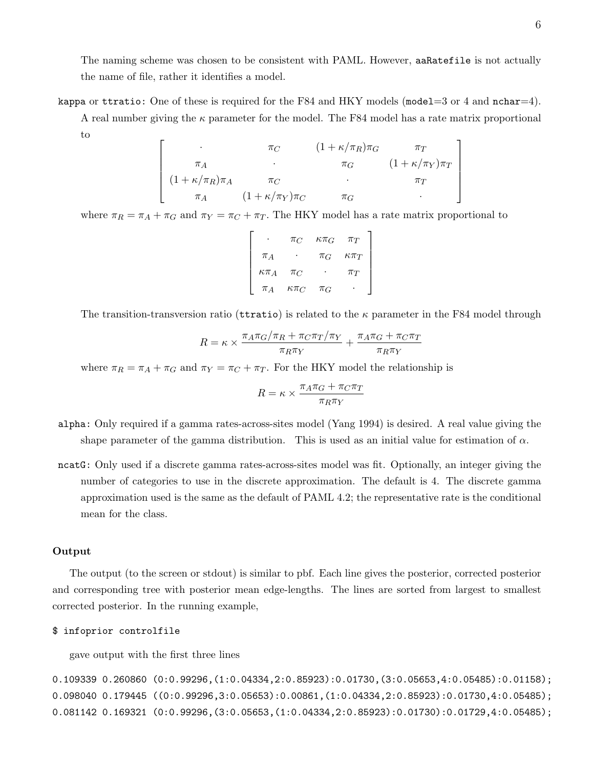The naming scheme was chosen to be consistent with PAML. However, `aaRatefile` is not actually the name of file, rather it identifies a model.

**`kappa` or `ttratio`:** One of these is required for the F84 and HKY models (`model`=3 or 4 and `nchar`=4). A real number giving the $\kappa$ parameter for the model. The F84 model has a rate matrix proportional to

$$\begin{bmatrix} \cdot & \pi_C & (1+\kappa/\pi_R)\pi_G & \pi_T \\ \pi_A & \cdot & \pi_G & (1+\kappa/\pi_Y)\pi_T \\ (1+\kappa/\pi_R)\pi_A & \pi_C & \cdot & \pi_T \\ \pi_A & (1+\kappa/\pi_Y)\pi_C & \pi_G & \cdot \end{bmatrix}$$

where $\pi_R = \pi_A + \pi_G$ and $\pi_Y = \pi_C + \pi_T$. The HKY model has a rate matrix proportional to

$$\begin{bmatrix} \cdot & \pi_C & \kappa\pi_G & \pi_T \\ \pi_A & \cdot & \pi_G & \kappa\pi_T \\ \kappa\pi_A & \pi_C & \cdot & \pi_T \\ \pi_A & \kappa\pi_C & \pi_G & \cdot \end{bmatrix}$$

The transition-transversion ratio (`ttratio`) is related to the $\kappa$ parameter in the F84 model through

$$R = \kappa \times \frac{\pi_A\pi_G/\pi_R + \pi_C\pi_T/\pi_Y}{\pi_R\pi_Y} + \frac{\pi_A\pi_G + \pi_C\pi_T}{\pi_R\pi_Y}$$

where $\pi_R = \pi_A + \pi_G$ and $\pi_Y = \pi_C + \pi_T$. For the HKY model the relationship is

$$R = \kappa \times \frac{\pi_A\pi_G + \pi_C\pi_T}{\pi_R\pi_Y}$$

**`alpha`:** Only required if a gamma rates-across-sites model (Yang 1994) is desired. A real value giving the shape parameter of the gamma distribution. This is used as an initial value for estimation of $\alpha$.

**`ncatG`:** Only used if a discrete gamma rates-across-sites model was fit. Optionally, an integer giving the number of categories to use in the discrete approximation. The default is 4. The discrete gamma approximation used is the same as the default of PAML 4.2; the representative rate is the conditional mean for the class.

### Output

The output (to the screen or stdout) is similar to pbf. Each line gives the posterior, corrected posterior and corresponding tree with posterior mean edge-lengths. The lines are sorted from largest to smallest corrected posterior. In the running example,

```
$ infoprior controlfile
```

gave output with the first three lines

```
0.109339 0.260860 (0:0.99296,(1:0.04334,2:0.85923):0.01730,(3:0.05653,4:0.05485):0.01158);
0.098040 0.179445 ((0:0.99296,3:0.05653):0.00861,(1:0.04334,2:0.85923):0.01730,4:0.05485);
0.081142 0.169321 (0:0.99296,(3:0.05653,(1:0.04334,2:0.85923):0.01730):0.01729,4:0.05485);
```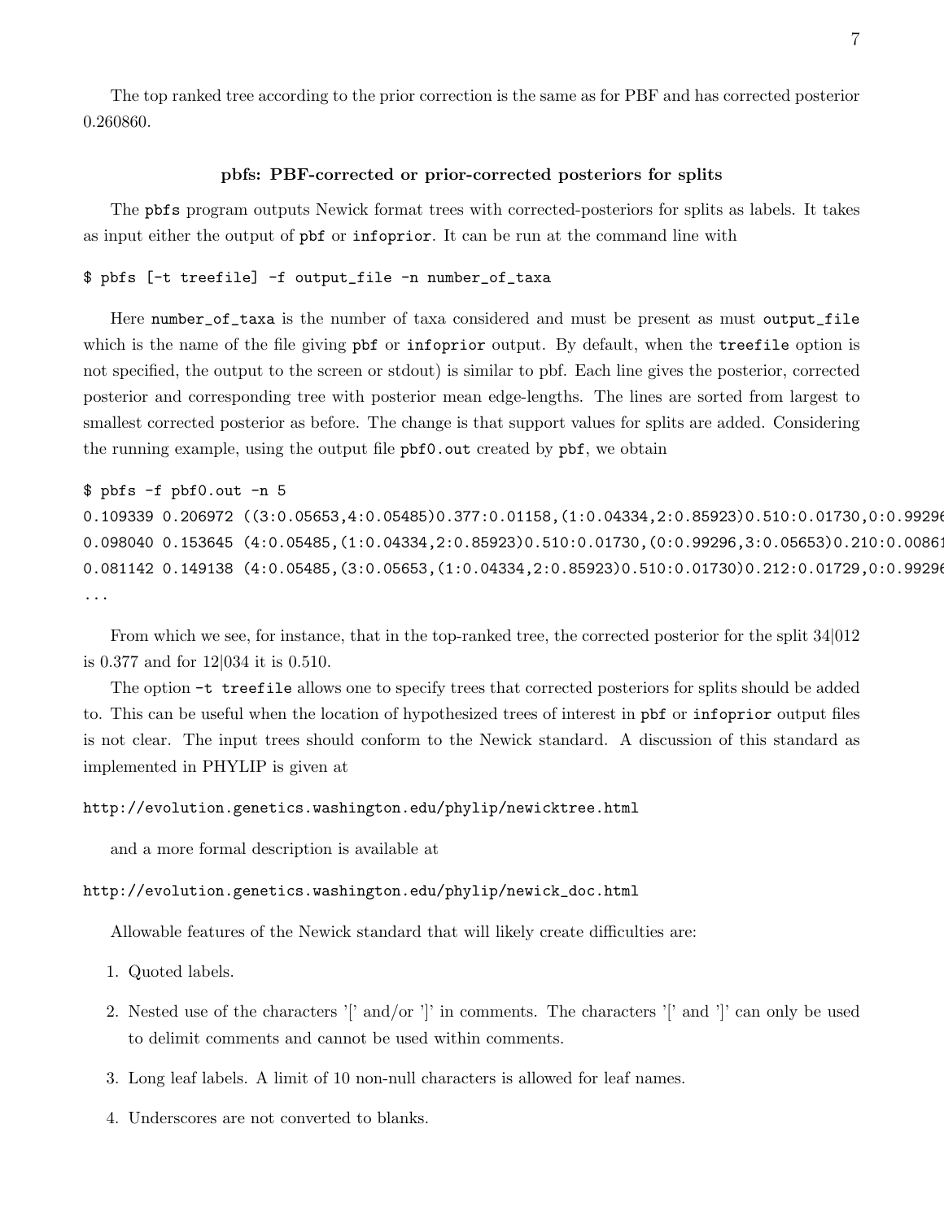The top ranked tree according to the prior correction is the same as for PBF and has corrected posterior 0.260860.

### pbfs: PBF-corrected or prior-corrected posteriors for splits

The pbfs program outputs Newick format trees with corrected-posteriors for splits as labels. It takes as input either the output of pbf or infoprior. It can be run at the command line with

```
$ pbfs [-t treefile] -f output_file -n number_of_taxa
```

Here number_of_taxa is the number of taxa considered and must be present as must output_file which is the name of the file giving pbf or infoprior output. By default, when the treefile option is not specified, the output to the screen or stdout) is similar to pbf. Each line gives the posterior, corrected posterior and corresponding tree with posterior mean edge-lengths. The lines are sorted from largest to smallest corrected posterior as before. The change is that support values for splits are added. Considering the running example, using the output file pbf0.out created by pbf, we obtain

```
$ pbfs -f pbf0.out -n 5
0.109339 0.206972 ((3:0.05653,4:0.05485)0.377:0.01158,(1:0.04334,2:0.85923)0.510:0.01730,0:0.99296
0.098040 0.153645 (4:0.05485,(1:0.04334,2:0.85923)0.510:0.01730,(0:0.99296,3:0.05653)0.210:0.00861
0.081142 0.149138 (4:0.05485,(3:0.05653,(1:0.04334,2:0.85923)0.510:0.01730)0.212:0.01729,0:0.99296
...
```

From which we see, for instance, that in the top-ranked tree, the corrected posterior for the split 34|012 is 0.377 and for 12|034 it is 0.510.

The option -t treefile allows one to specify trees that corrected posteriors for splits should be added to. This can be useful when the location of hypothesized trees of interest in pbf or infoprior output files is not clear. The input trees should conform to the Newick standard. A discussion of this standard as implemented in PHYLIP is given at

```
http://evolution.genetics.washington.edu/phylip/newicktree.html
```

and a more formal description is available at

```
http://evolution.genetics.washington.edu/phylip/newick_doc.html
```

Allowable features of the Newick standard that will likely create difficulties are:

1. Quoted labels.
2. Nested use of the characters '[' and/or ']' in comments. The characters '[' and ']' can only be used to delimit comments and cannot be used within comments.
3. Long leaf labels. A limit of 10 non-null characters is allowed for leaf names.
4. Underscores are not converted to blanks.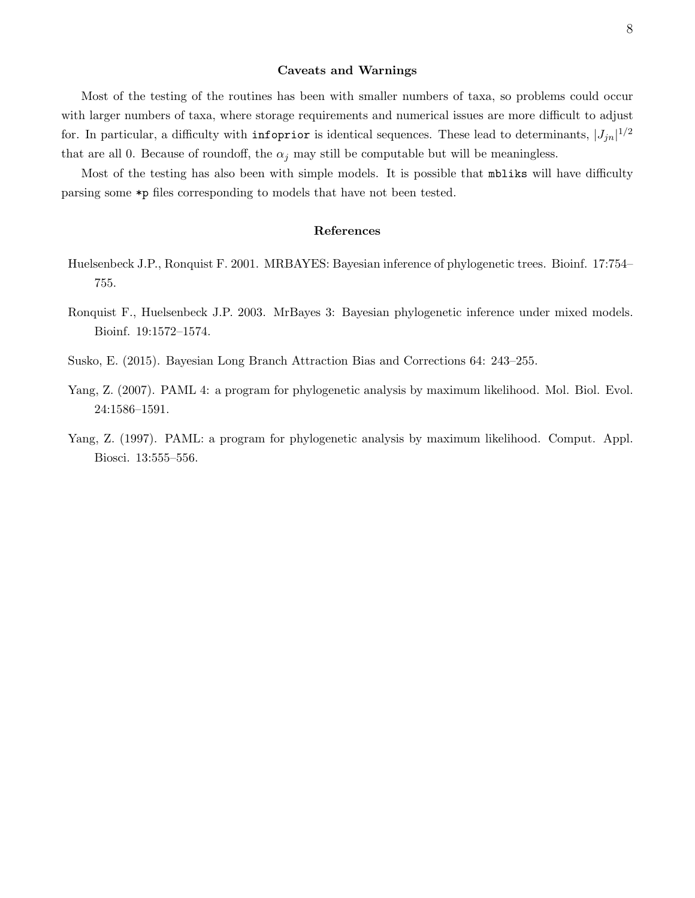## Caveats and Warnings

Most of the testing of the routines has been with smaller numbers of taxa, so problems could occur with larger numbers of taxa, where storage requirements and numerical issues are more difficult to adjust for. In particular, a difficulty with `infoprior` is identical sequences. These lead to determinants, $|J_{jn}|^{1/2}$ that are all 0. Because of roundoff, the $\alpha_j$ may still be computable but will be meaningless.

Most of the testing has also been with simple models. It is possible that `mbliks` will have difficulty parsing some `*p` files corresponding to models that have not been tested.

## References

Huelsenbeck J.P., Ronquist F. 2001. MRBAYES: Bayesian inference of phylogenetic trees. Bioinf. 17:754–755.

Ronquist F., Huelsenbeck J.P. 2003. MrBayes 3: Bayesian phylogenetic inference under mixed models. Bioinf. 19:1572–1574.

Susko, E. (2015). Bayesian Long Branch Attraction Bias and Corrections 64: 243–255.

Yang, Z. (2007). PAML 4: a program for phylogenetic analysis by maximum likelihood. Mol. Biol. Evol. 24:1586–1591.

Yang, Z. (1997). PAML: a program for phylogenetic analysis by maximum likelihood. Comput. Appl. Biosci. 13:555–556.